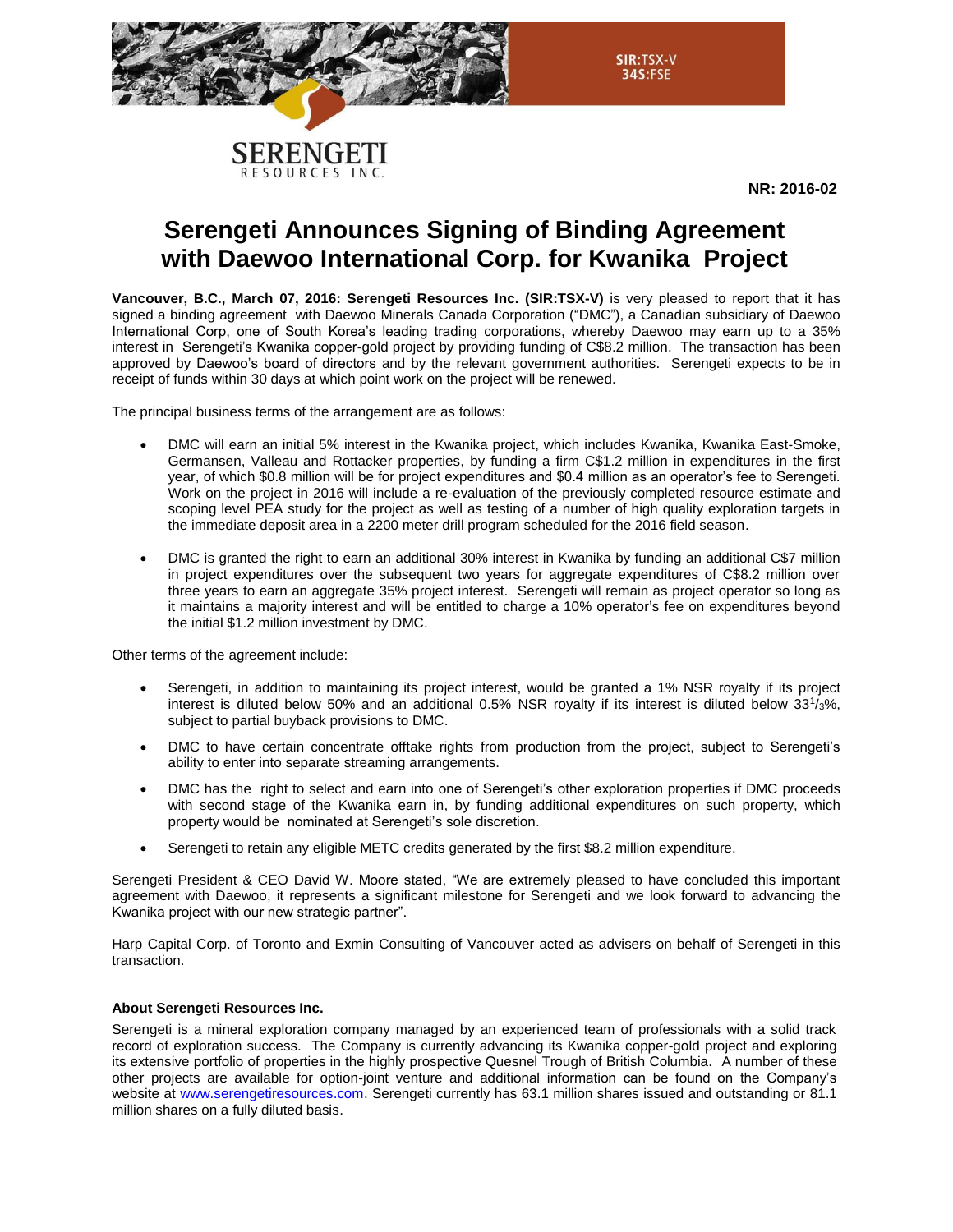SIR:TSX-V
34S:FSE

SERENGETI RESOURCES INC.

**NR: 2016-02**

# Serengeti Announces Signing of Binding Agreement with Daewoo International Corp. for Kwanika Project

**Vancouver, B.C., March 07, 2016: Serengeti Resources Inc. (SIR:TSX-V)** is very pleased to report that it has signed a binding agreement with Daewoo Minerals Canada Corporation ("DMC"), a Canadian subsidiary of Daewoo International Corp, one of South Korea's leading trading corporations, whereby Daewoo may earn up to a 35% interest in Serengeti's Kwanika copper-gold project by providing funding of C$8.2 million. The transaction has been approved by Daewoo's board of directors and by the relevant government authorities. Serengeti expects to be in receipt of funds within 30 days at which point work on the project will be renewed.

The principal business terms of the arrangement are as follows:

- DMC will earn an initial 5% interest in the Kwanika project, which includes Kwanika, Kwanika East-Smoke, Germansen, Valleau and Rottacker properties, by funding a firm C$1.2 million in expenditures in the first year, of which $0.8 million will be for project expenditures and $0.4 million as an operator's fee to Serengeti. Work on the project in 2016 will include a re-evaluation of the previously completed resource estimate and scoping level PEA study for the project as well as testing of a number of high quality exploration targets in the immediate deposit area in a 2200 meter drill program scheduled for the 2016 field season.
- DMC is granted the right to earn an additional 30% interest in Kwanika by funding an additional C$7 million in project expenditures over the subsequent two years for aggregate expenditures of C$8.2 million over three years to earn an aggregate 35% project interest. Serengeti will remain as project operator so long as it maintains a majority interest and will be entitled to charge a 10% operator's fee on expenditures beyond the initial $1.2 million investment by DMC.

Other terms of the agreement include:

- Serengeti, in addition to maintaining its project interest, would be granted a 1% NSR royalty if its project interest is diluted below 50% and an additional 0.5% NSR royalty if its interest is diluted below $33^1/_3$%, subject to partial buyback provisions to DMC.
- DMC to have certain concentrate offtake rights from production from the project, subject to Serengeti's ability to enter into separate streaming arrangements.
- DMC has the right to select and earn into one of Serengeti's other exploration properties if DMC proceeds with second stage of the Kwanika earn in, by funding additional expenditures on such property, which property would be nominated at Serengeti's sole discretion.
- Serengeti to retain any eligible METC credits generated by the first $8.2 million expenditure.

Serengeti President & CEO David W. Moore stated, "We are extremely pleased to have concluded this important agreement with Daewoo, it represents a significant milestone for Serengeti and we look forward to advancing the Kwanika project with our new strategic partner".

Harp Capital Corp. of Toronto and Exmin Consulting of Vancouver acted as advisers on behalf of Serengeti in this transaction.

**About Serengeti Resources Inc.**

Serengeti is a mineral exploration company managed by an experienced team of professionals with a solid track record of exploration success. The Company is currently advancing its Kwanika copper-gold project and exploring its extensive portfolio of properties in the highly prospective Quesnel Trough of British Columbia. A number of these other projects are available for option-joint venture and additional information can be found on the Company's website at www.serengetiresources.com. Serengeti currently has 63.1 million shares issued and outstanding or 81.1 million shares on a fully diluted basis.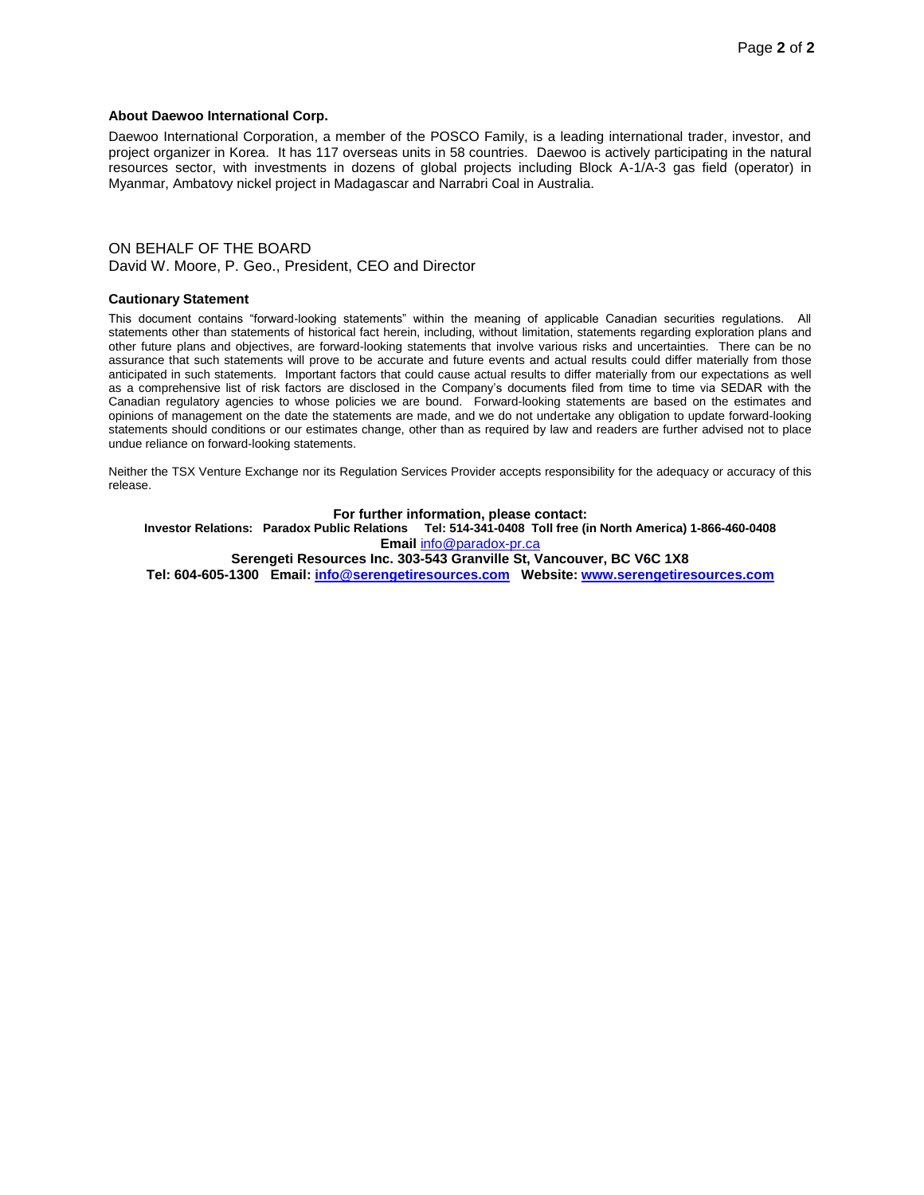**About Daewoo International Corp.**

Daewoo International Corporation, a member of the POSCO Family, is a leading international trader, investor, and project organizer in Korea. It has 117 overseas units in 58 countries. Daewoo is actively participating in the natural resources sector, with investments in dozens of global projects including Block A-1/A-3 gas field (operator) in Myanmar, Ambatovy nickel project in Madagascar and Narrabri Coal in Australia.

ON BEHALF OF THE BOARD
David W. Moore, P. Geo., President, CEO and Director

**Cautionary Statement**

This document contains "forward-looking statements" within the meaning of applicable Canadian securities regulations. All statements other than statements of historical fact herein, including, without limitation, statements regarding exploration plans and other future plans and objectives, are forward-looking statements that involve various risks and uncertainties. There can be no assurance that such statements will prove to be accurate and future events and actual results could differ materially from those anticipated in such statements. Important factors that could cause actual results to differ materially from our expectations as well as a comprehensive list of risk factors are disclosed in the Company's documents filed from time to time via SEDAR with the Canadian regulatory agencies to whose policies we are bound. Forward-looking statements are based on the estimates and opinions of management on the date the statements are made, and we do not undertake any obligation to update forward-looking statements should conditions or our estimates change, other than as required by law and readers are further advised not to place undue reliance on forward-looking statements.

Neither the TSX Venture Exchange nor its Regulation Services Provider accepts responsibility for the adequacy or accuracy of this release.

**For further information, please contact:**
**Investor Relations: Paradox Public Relations Tel: 514-341-0408 Toll free (in North America) 1-866-460-0408**
**Email** info@paradox-pr.ca
**Serengeti Resources Inc. 303-543 Granville St, Vancouver, BC V6C 1X8**
**Tel: 604-605-1300 Email: info@serengetiresources.com Website: www.serengetiresources.com**